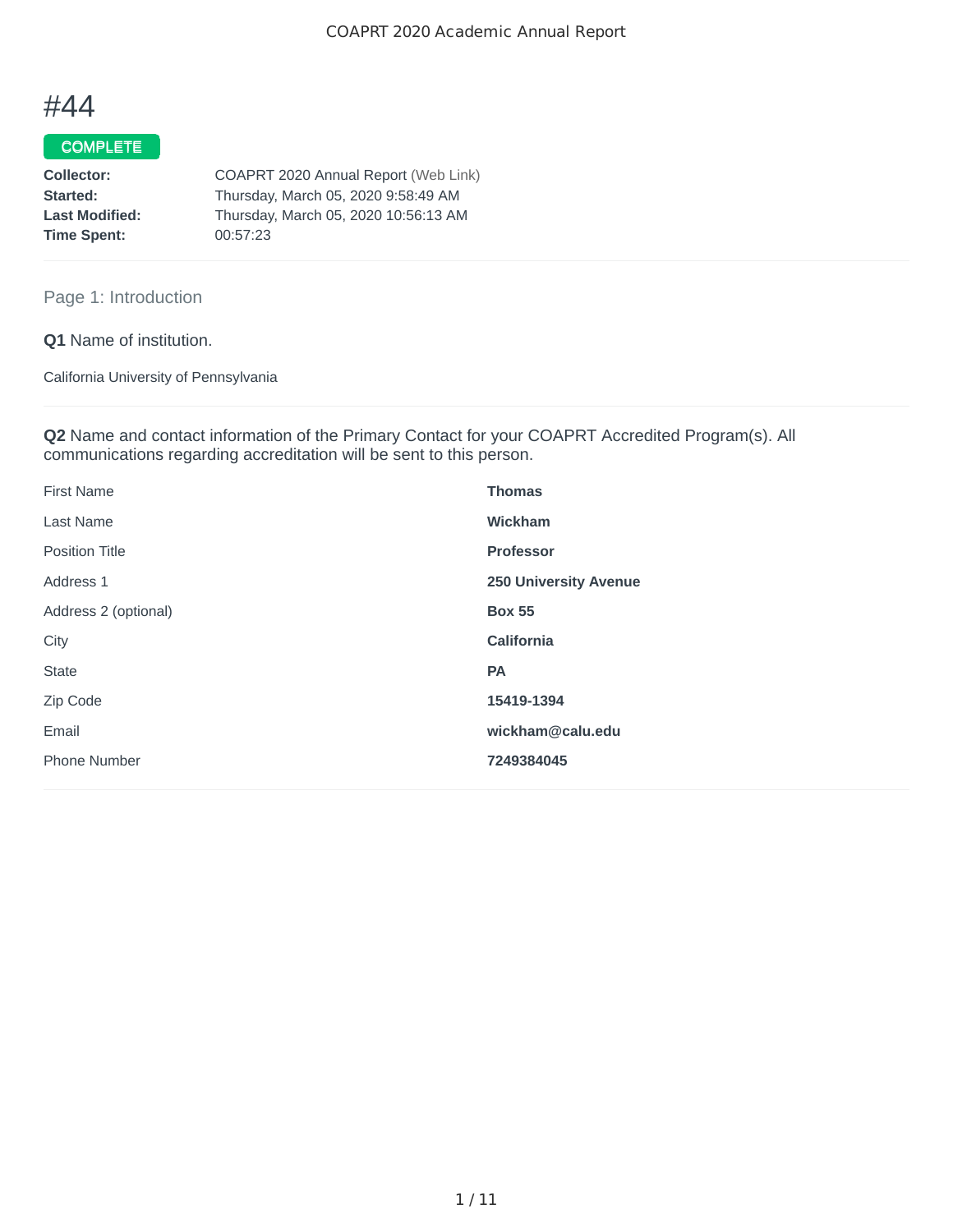# #44

**COMPLETE**

| | |
|---|---|
| **Collector:** | COAPRT 2020 Annual Report (Web Link) |
| **Started:** | Thursday, March 05, 2020 9:58:49 AM |
| **Last Modified:** | Thursday, March 05, 2020 10:56:13 AM |
| **Time Spent:** | 00:57:23 |

## Page 1: Introduction

**Q1** Name of institution.

California University of Pennsylvania

**Q2** Name and contact information of the Primary Contact for your COAPRT Accredited Program(s). All communications regarding accreditation will be sent to this person.

| | |
|---|---|
| First Name | **Thomas** |
| Last Name | **Wickham** |
| Position Title | **Professor** |
| Address 1 | **250 University Avenue** |
| Address 2 (optional) | **Box 55** |
| City | **California** |
| State | **PA** |
| Zip Code | **15419-1394** |
| Email | **wickham@calu.edu** |
| Phone Number | **7249384045** |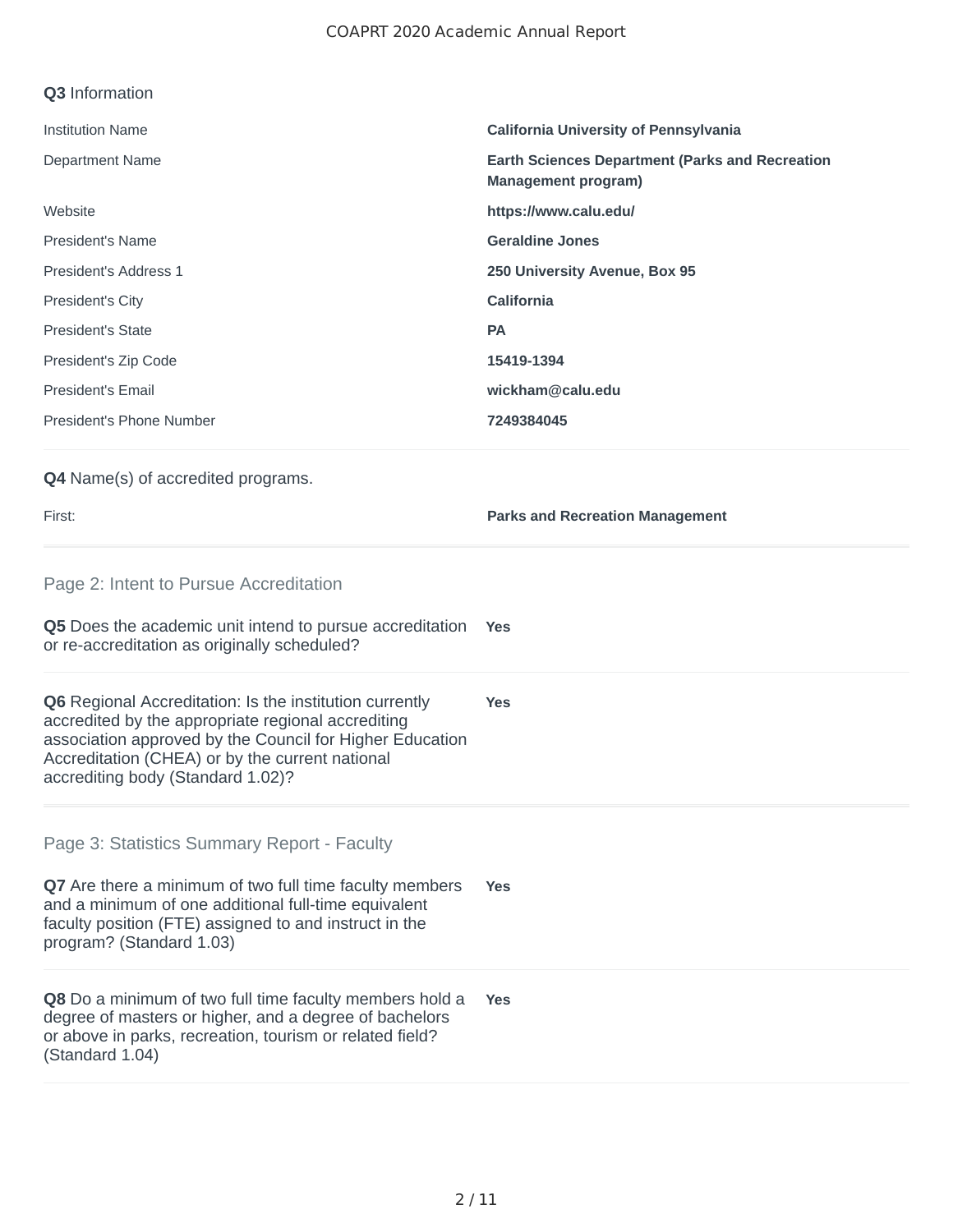**Q3** Information

| | |
|---|---|
| Institution Name | **California University of Pennsylvania** |
| Department Name | **Earth Sciences Department (Parks and Recreation Management program)** |
| Website | **https://www.calu.edu/** |
| President's Name | **Geraldine Jones** |
| President's Address 1 | **250 University Avenue, Box 95** |
| President's City | **California** |
| President's State | **PA** |
| President's Zip Code | **15419-1394** |
| President's Email | **wickham@calu.edu** |
| President's Phone Number | **7249384045** |

**Q4** Name(s) of accredited programs.

| | |
|---|---|
| First: | **Parks and Recreation Management** |

## Page 2: Intent to Pursue Accreditation

**Q5** Does the academic unit intend to pursue accreditation or re-accreditation as originally scheduled? — **Yes**

**Q6** Regional Accreditation: Is the institution currently accredited by the appropriate regional accrediting association approved by the Council for Higher Education Accreditation (CHEA) or by the current national accrediting body (Standard 1.02)? — **Yes**

## Page 3: Statistics Summary Report - Faculty

**Q7** Are there a minimum of two full time faculty members and a minimum of one additional full-time equivalent faculty position (FTE) assigned to and instruct in the program? (Standard 1.03) — **Yes**

**Q8** Do a minimum of two full time faculty members hold a degree of masters or higher, and a degree of bachelors or above in parks, recreation, tourism or related field? (Standard 1.04) — **Yes**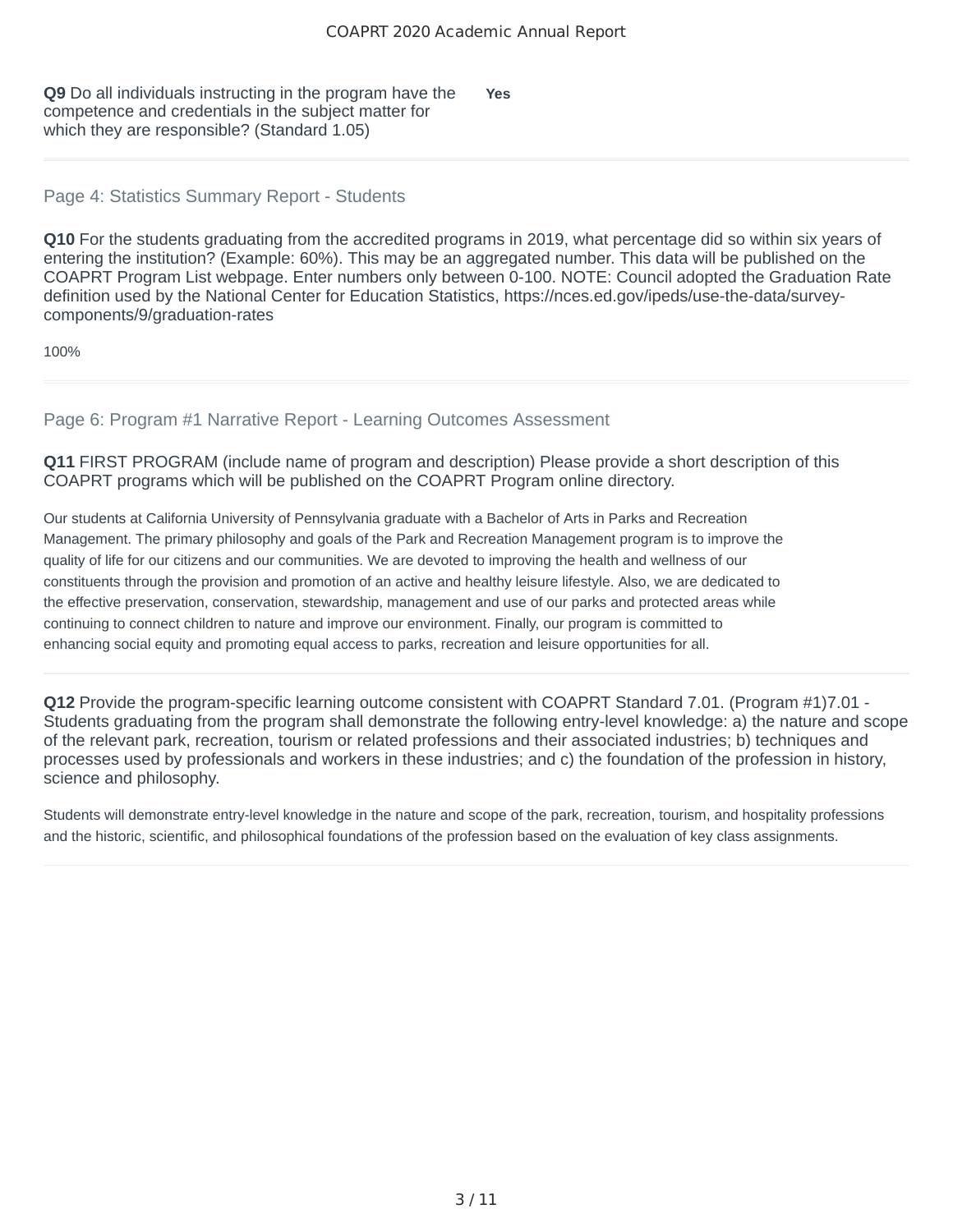**Q9** Do all individuals instructing in the program have the competence and credentials in the subject matter for which they are responsible? (Standard 1.05)

**Yes**

## Page 4: Statistics Summary Report - Students

**Q10** For the students graduating from the accredited programs in 2019, what percentage did so within six years of entering the institution? (Example: 60%). This may be an aggregated number. This data will be published on the COAPRT Program List webpage. Enter numbers only between 0-100. NOTE: Council adopted the Graduation Rate definition used by the National Center for Education Statistics, https://nces.ed.gov/ipeds/use-the-data/survey-components/9/graduation-rates

100%

## Page 6: Program #1 Narrative Report - Learning Outcomes Assessment

**Q11** FIRST PROGRAM (include name of program and description) Please provide a short description of this COAPRT programs which will be published on the COAPRT Program online directory.

Our students at California University of Pennsylvania graduate with a Bachelor of Arts in Parks and Recreation Management. The primary philosophy and goals of the Park and Recreation Management program is to improve the quality of life for our citizens and our communities. We are devoted to improving the health and wellness of our constituents through the provision and promotion of an active and healthy leisure lifestyle. Also, we are dedicated to the effective preservation, conservation, stewardship, management and use of our parks and protected areas while continuing to connect children to nature and improve our environment. Finally, our program is committed to enhancing social equity and promoting equal access to parks, recreation and leisure opportunities for all.

**Q12** Provide the program-specific learning outcome consistent with COAPRT Standard 7.01. (Program #1)7.01 - Students graduating from the program shall demonstrate the following entry-level knowledge: a) the nature and scope of the relevant park, recreation, tourism or related professions and their associated industries; b) techniques and processes used by professionals and workers in these industries; and c) the foundation of the profession in history, science and philosophy.

Students will demonstrate entry-level knowledge in the nature and scope of the park, recreation, tourism, and hospitality professions and the historic, scientific, and philosophical foundations of the profession based on the evaluation of key class assignments.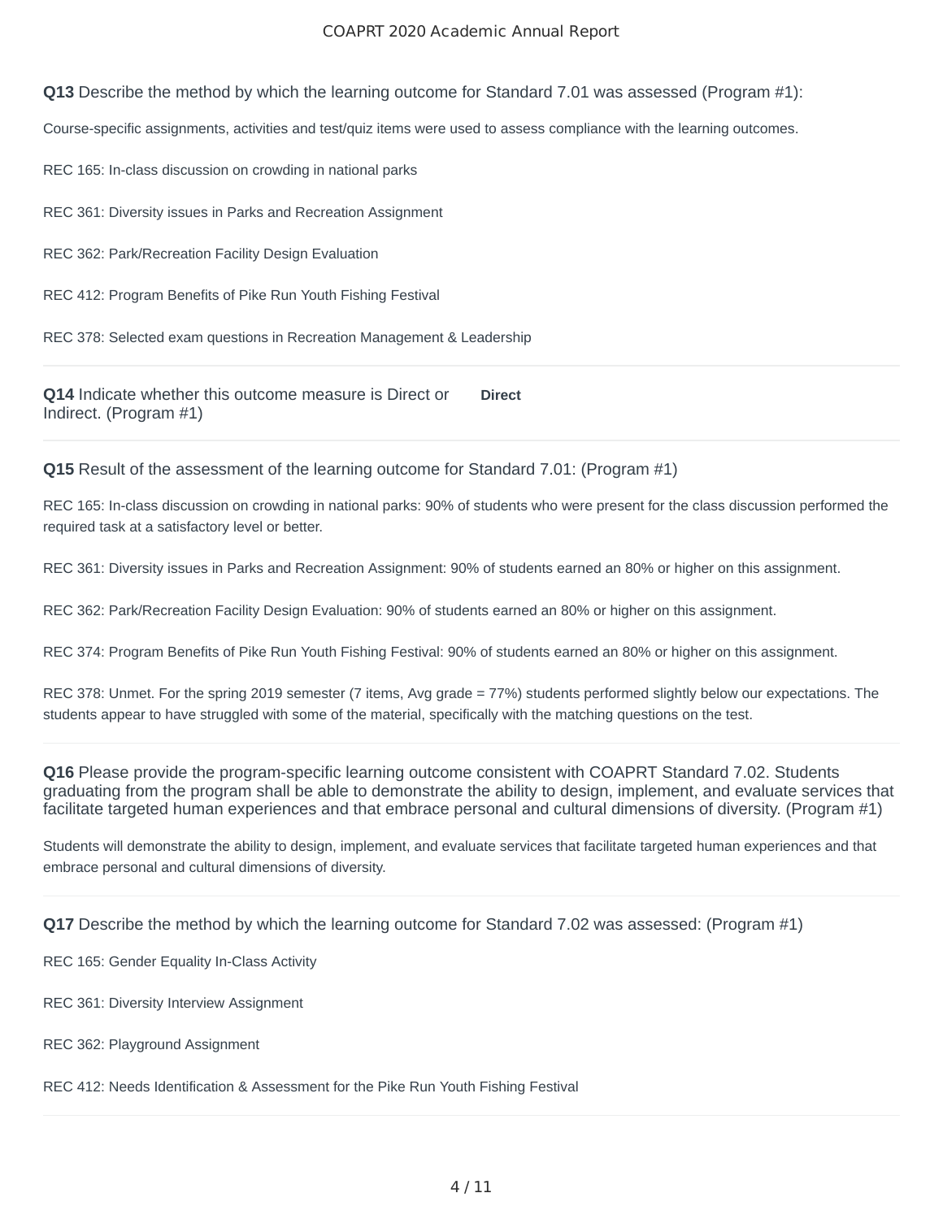**Q13** Describe the method by which the learning outcome for Standard 7.01 was assessed (Program #1):

Course-specific assignments, activities and test/quiz items were used to assess compliance with the learning outcomes.

REC 165: In-class discussion on crowding in national parks

REC 361: Diversity issues in Parks and Recreation Assignment

REC 362: Park/Recreation Facility Design Evaluation

REC 412: Program Benefits of Pike Run Youth Fishing Festival

REC 378: Selected exam questions in Recreation Management & Leadership

---

**Q14** Indicate whether this outcome measure is Direct or Indirect. (Program #1)

**Direct**

---

**Q15** Result of the assessment of the learning outcome for Standard 7.01: (Program #1)

REC 165: In-class discussion on crowding in national parks: 90% of students who were present for the class discussion performed the required task at a satisfactory level or better.

REC 361: Diversity issues in Parks and Recreation Assignment: 90% of students earned an 80% or higher on this assignment.

REC 362: Park/Recreation Facility Design Evaluation: 90% of students earned an 80% or higher on this assignment.

REC 374: Program Benefits of Pike Run Youth Fishing Festival: 90% of students earned an 80% or higher on this assignment.

REC 378: Unmet. For the spring 2019 semester (7 items, Avg grade = 77%) students performed slightly below our expectations. The students appear to have struggled with some of the material, specifically with the matching questions on the test.

---

**Q16** Please provide the program-specific learning outcome consistent with COAPRT Standard 7.02. Students graduating from the program shall be able to demonstrate the ability to design, implement, and evaluate services that facilitate targeted human experiences and that embrace personal and cultural dimensions of diversity. (Program #1)

Students will demonstrate the ability to design, implement, and evaluate services that facilitate targeted human experiences and that embrace personal and cultural dimensions of diversity.

---

**Q17** Describe the method by which the learning outcome for Standard 7.02 was assessed: (Program #1)

REC 165: Gender Equality In-Class Activity

REC 361: Diversity Interview Assignment

REC 362: Playground Assignment

REC 412: Needs Identification & Assessment for the Pike Run Youth Fishing Festival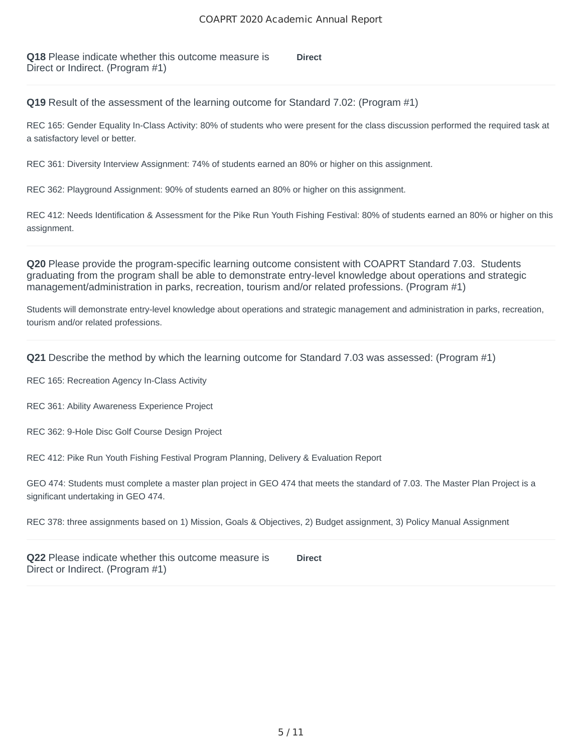**Q18** Please indicate whether this outcome measure is Direct or Indirect. (Program #1)

**Direct**

---

**Q19** Result of the assessment of the learning outcome for Standard 7.02: (Program #1)

REC 165: Gender Equality In-Class Activity: 80% of students who were present for the class discussion performed the required task at a satisfactory level or better.

REC 361: Diversity Interview Assignment: 74% of students earned an 80% or higher on this assignment.

REC 362: Playground Assignment: 90% of students earned an 80% or higher on this assignment.

REC 412: Needs Identification & Assessment for the Pike Run Youth Fishing Festival: 80% of students earned an 80% or higher on this assignment.

---

**Q20** Please provide the program-specific learning outcome consistent with COAPRT Standard 7.03. Students graduating from the program shall be able to demonstrate entry-level knowledge about operations and strategic management/administration in parks, recreation, tourism and/or related professions. (Program #1)

Students will demonstrate entry-level knowledge about operations and strategic management and administration in parks, recreation, tourism and/or related professions.

---

**Q21** Describe the method by which the learning outcome for Standard 7.03 was assessed: (Program #1)

REC 165: Recreation Agency In-Class Activity

REC 361: Ability Awareness Experience Project

REC 362: 9-Hole Disc Golf Course Design Project

REC 412: Pike Run Youth Fishing Festival Program Planning, Delivery & Evaluation Report

GEO 474: Students must complete a master plan project in GEO 474 that meets the standard of 7.03. The Master Plan Project is a significant undertaking in GEO 474.

REC 378: three assignments based on 1) Mission, Goals & Objectives, 2) Budget assignment, 3) Policy Manual Assignment

---

**Q22** Please indicate whether this outcome measure is Direct or Indirect. (Program #1)

**Direct**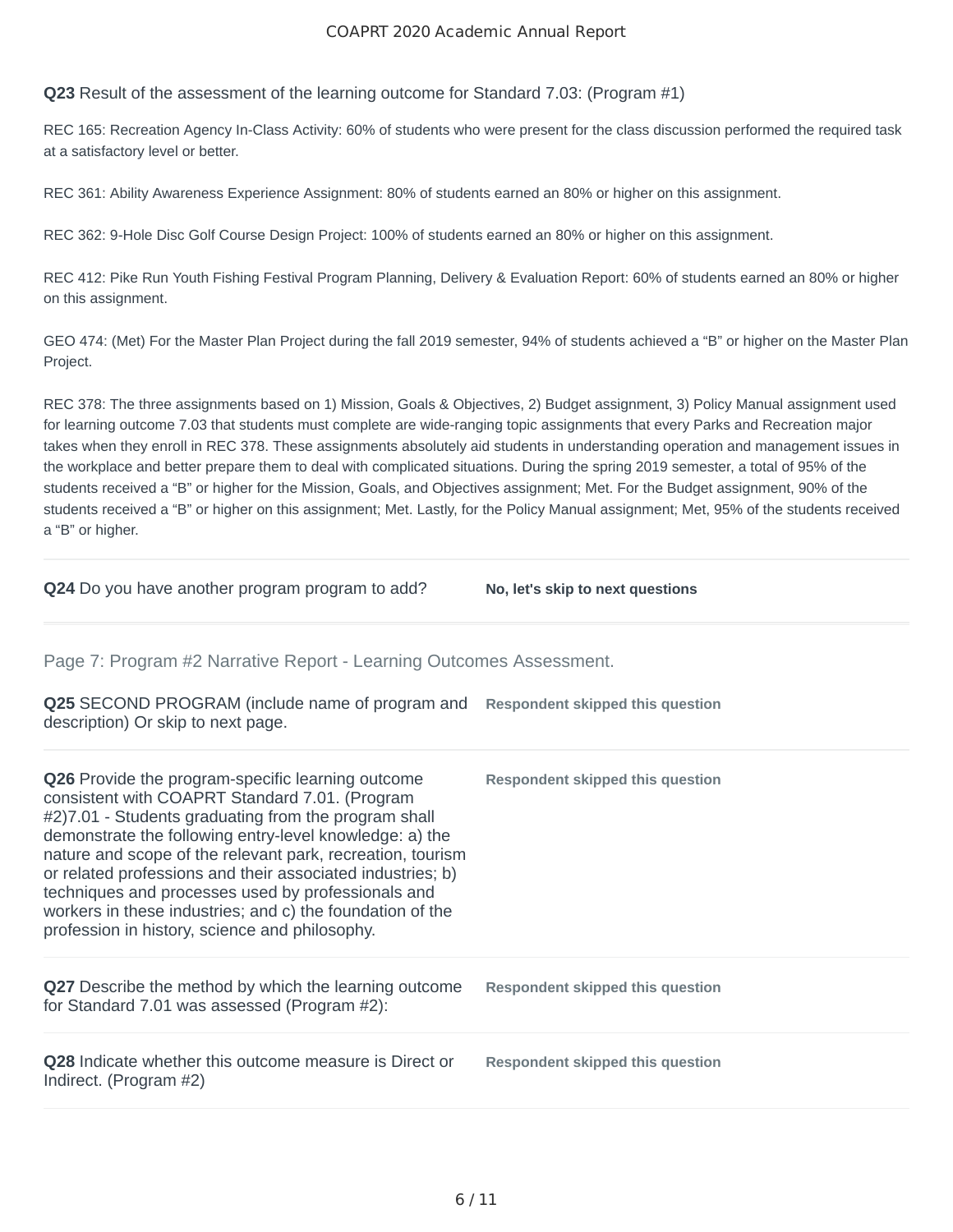**Q23** Result of the assessment of the learning outcome for Standard 7.03: (Program #1)

REC 165: Recreation Agency In-Class Activity: 60% of students who were present for the class discussion performed the required task at a satisfactory level or better.

REC 361: Ability Awareness Experience Assignment: 80% of students earned an 80% or higher on this assignment.

REC 362: 9-Hole Disc Golf Course Design Project: 100% of students earned an 80% or higher on this assignment.

REC 412: Pike Run Youth Fishing Festival Program Planning, Delivery & Evaluation Report: 60% of students earned an 80% or higher on this assignment.

GEO 474: (Met) For the Master Plan Project during the fall 2019 semester, 94% of students achieved a “B” or higher on the Master Plan Project.

REC 378: The three assignments based on 1) Mission, Goals & Objectives, 2) Budget assignment, 3) Policy Manual assignment used for learning outcome 7.03 that students must complete are wide-ranging topic assignments that every Parks and Recreation major takes when they enroll in REC 378. These assignments absolutely aid students in understanding operation and management issues in the workplace and better prepare them to deal with complicated situations. During the spring 2019 semester, a total of 95% of the students received a “B” or higher for the Mission, Goals, and Objectives assignment; Met. For the Budget assignment, 90% of the students received a “B” or higher on this assignment; Met. Lastly, for the Policy Manual assignment; Met, 95% of the students received a “B” or higher.

**Q24** Do you have another program program to add? **No, let's skip to next questions**

Page 7: Program #2 Narrative Report - Learning Outcomes Assessment.

**Q25** SECOND PROGRAM (include name of program and description) Or skip to next page. **Respondent skipped this question**

**Q26** Provide the program-specific learning outcome consistent with COAPRT Standard 7.01. (Program #2)7.01 - Students graduating from the program shall demonstrate the following entry-level knowledge: a) the nature and scope of the relevant park, recreation, tourism or related professions and their associated industries; b) techniques and processes used by professionals and workers in these industries; and c) the foundation of the profession in history, science and philosophy. **Respondent skipped this question**

**Q27** Describe the method by which the learning outcome for Standard 7.01 was assessed (Program #2): **Respondent skipped this question**

**Q28** Indicate whether this outcome measure is Direct or Indirect. (Program #2) **Respondent skipped this question**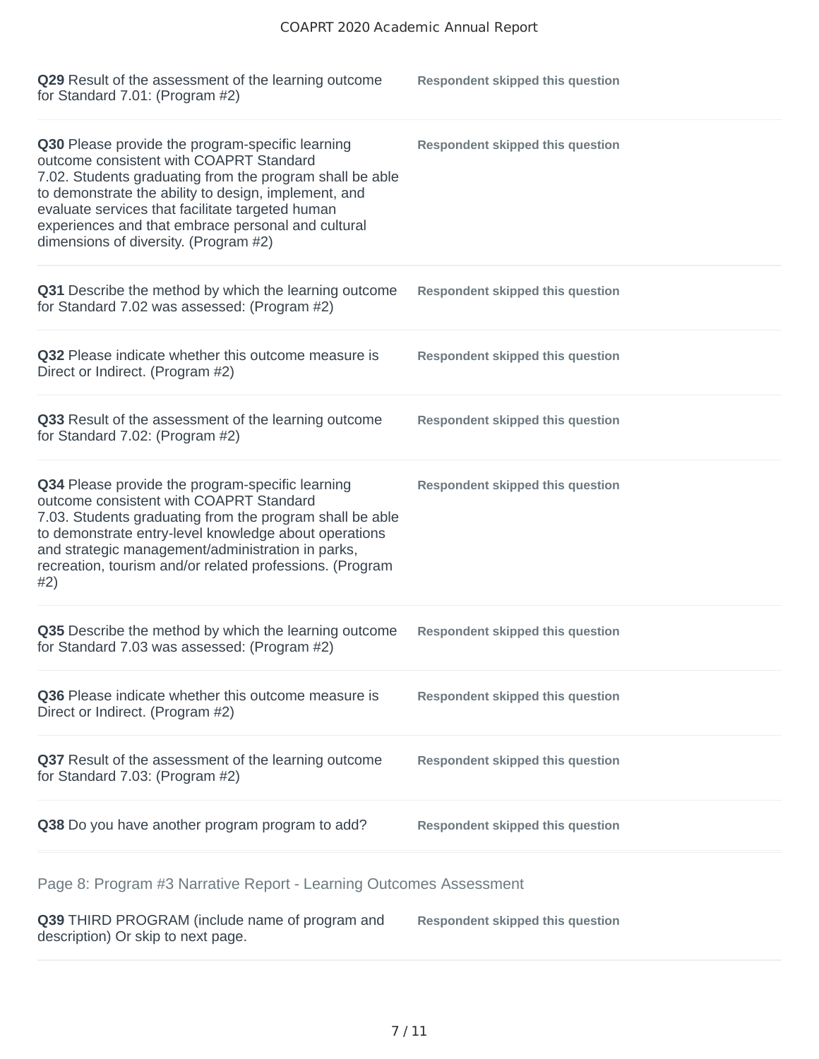**Q29** Result of the assessment of the learning outcome for Standard 7.01: (Program #2)

**Respondent skipped this question**

---

**Q30** Please provide the program-specific learning outcome consistent with COAPRT Standard 7.02. Students graduating from the program shall be able to demonstrate the ability to design, implement, and evaluate services that facilitate targeted human experiences and that embrace personal and cultural dimensions of diversity. (Program #2)

**Respondent skipped this question**

---

**Q31** Describe the method by which the learning outcome for Standard 7.02 was assessed: (Program #2)

**Respondent skipped this question**

---

**Q32** Please indicate whether this outcome measure is Direct or Indirect. (Program #2)

**Respondent skipped this question**

---

**Q33** Result of the assessment of the learning outcome for Standard 7.02: (Program #2)

**Respondent skipped this question**

---

**Q34** Please provide the program-specific learning outcome consistent with COAPRT Standard 7.03. Students graduating from the program shall be able to demonstrate entry-level knowledge about operations and strategic management/administration in parks, recreation, tourism and/or related professions. (Program #2)

**Respondent skipped this question**

---

**Q35** Describe the method by which the learning outcome for Standard 7.03 was assessed: (Program #2)

**Respondent skipped this question**

---

**Q36** Please indicate whether this outcome measure is Direct or Indirect. (Program #2)

**Respondent skipped this question**

---

**Q37** Result of the assessment of the learning outcome for Standard 7.03: (Program #2)

**Respondent skipped this question**

---

**Q38** Do you have another program program to add?

**Respondent skipped this question**

---

## Page 8: Program #3 Narrative Report - Learning Outcomes Assessment

**Q39** THIRD PROGRAM (include name of program and description) Or skip to next page.

**Respondent skipped this question**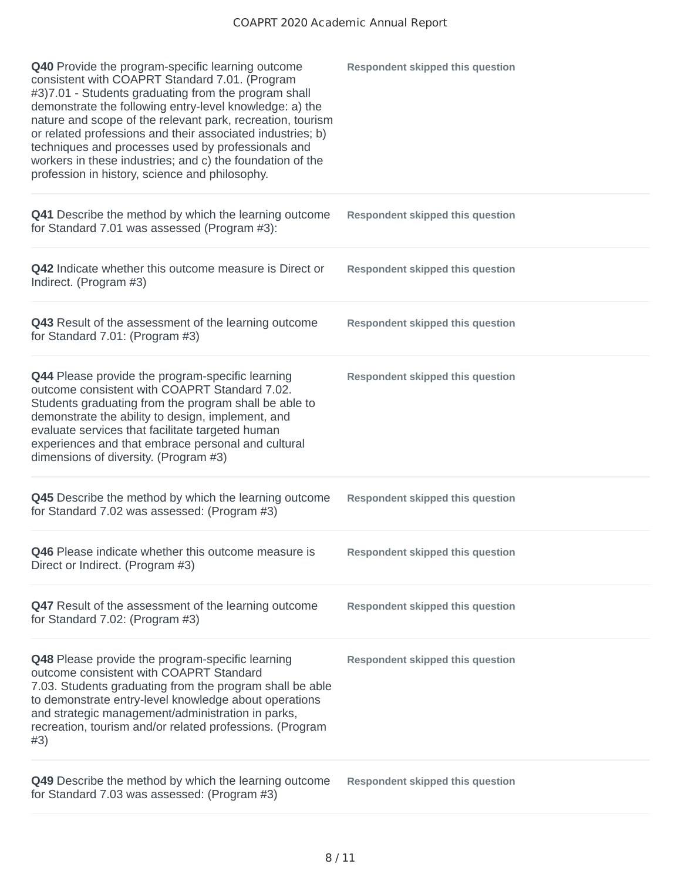| Question | Response |
| --- | --- |
| **Q40** Provide the program-specific learning outcome consistent with COAPRT Standard 7.01. (Program #3)7.01 - Students graduating from the program shall demonstrate the following entry-level knowledge: a) the nature and scope of the relevant park, recreation, tourism or related professions and their associated industries; b) techniques and processes used by professionals and workers in these industries; and c) the foundation of the profession in history, science and philosophy. | **Respondent skipped this question** |
| **Q41** Describe the method by which the learning outcome for Standard 7.01 was assessed (Program #3): | **Respondent skipped this question** |
| **Q42** Indicate whether this outcome measure is Direct or Indirect. (Program #3) | **Respondent skipped this question** |
| **Q43** Result of the assessment of the learning outcome for Standard 7.01: (Program #3) | **Respondent skipped this question** |
| **Q44** Please provide the program-specific learning outcome consistent with COAPRT Standard 7.02. Students graduating from the program shall be able to demonstrate the ability to design, implement, and evaluate services that facilitate targeted human experiences and that embrace personal and cultural dimensions of diversity. (Program #3) | **Respondent skipped this question** |
| **Q45** Describe the method by which the learning outcome for Standard 7.02 was assessed: (Program #3) | **Respondent skipped this question** |
| **Q46** Please indicate whether this outcome measure is Direct or Indirect. (Program #3) | **Respondent skipped this question** |
| **Q47** Result of the assessment of the learning outcome for Standard 7.02: (Program #3) | **Respondent skipped this question** |
| **Q48** Please provide the program-specific learning outcome consistent with COAPRT Standard 7.03. Students graduating from the program shall be able to demonstrate entry-level knowledge about operations and strategic management/administration in parks, recreation, tourism and/or related professions. (Program #3) | **Respondent skipped this question** |
| **Q49** Describe the method by which the learning outcome for Standard 7.03 was assessed: (Program #3) | **Respondent skipped this question** |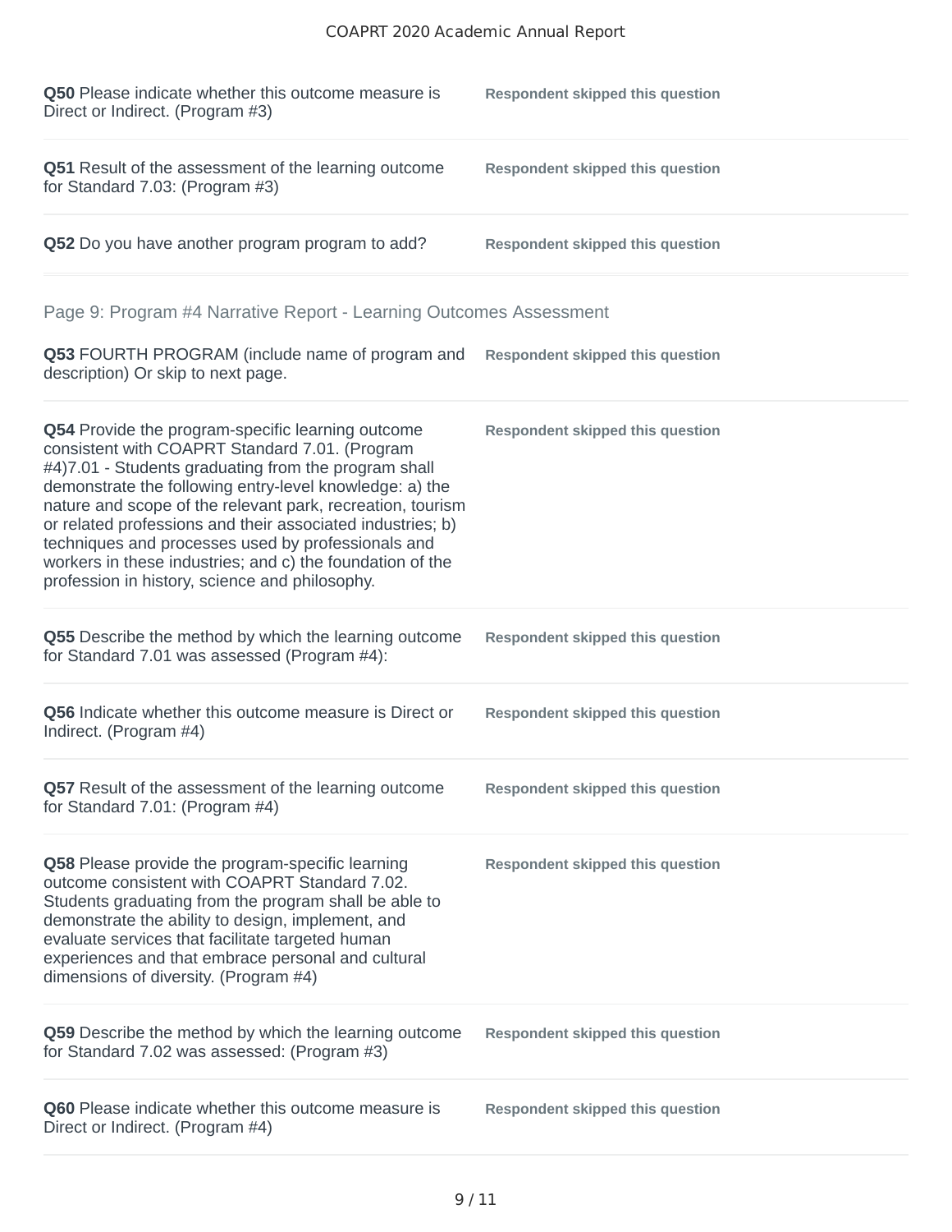**Q50** Please indicate whether this outcome measure is Direct or Indirect. (Program #3)

Respondent skipped this question

**Q51** Result of the assessment of the learning outcome for Standard 7.03: (Program #3)

Respondent skipped this question

**Q52** Do you have another program program to add?

Respondent skipped this question

## Page 9: Program #4 Narrative Report - Learning Outcomes Assessment

**Q53** FOURTH PROGRAM (include name of program and description) Or skip to next page.

Respondent skipped this question

**Q54** Provide the program-specific learning outcome consistent with COAPRT Standard 7.01. (Program #4)7.01 - Students graduating from the program shall demonstrate the following entry-level knowledge: a) the nature and scope of the relevant park, recreation, tourism or related professions and their associated industries; b) techniques and processes used by professionals and workers in these industries; and c) the foundation of the profession in history, science and philosophy.

Respondent skipped this question

**Q55** Describe the method by which the learning outcome for Standard 7.01 was assessed (Program #4):

Respondent skipped this question

**Q56** Indicate whether this outcome measure is Direct or Indirect. (Program #4)

Respondent skipped this question

**Q57** Result of the assessment of the learning outcome for Standard 7.01: (Program #4)

Respondent skipped this question

**Q58** Please provide the program-specific learning outcome consistent with COAPRT Standard 7.02. Students graduating from the program shall be able to demonstrate the ability to design, implement, and evaluate services that facilitate targeted human experiences and that embrace personal and cultural dimensions of diversity. (Program #4)

Respondent skipped this question

**Q59** Describe the method by which the learning outcome for Standard 7.02 was assessed: (Program #3)

Respondent skipped this question

**Q60** Please indicate whether this outcome measure is Direct or Indirect. (Program #4)

Respondent skipped this question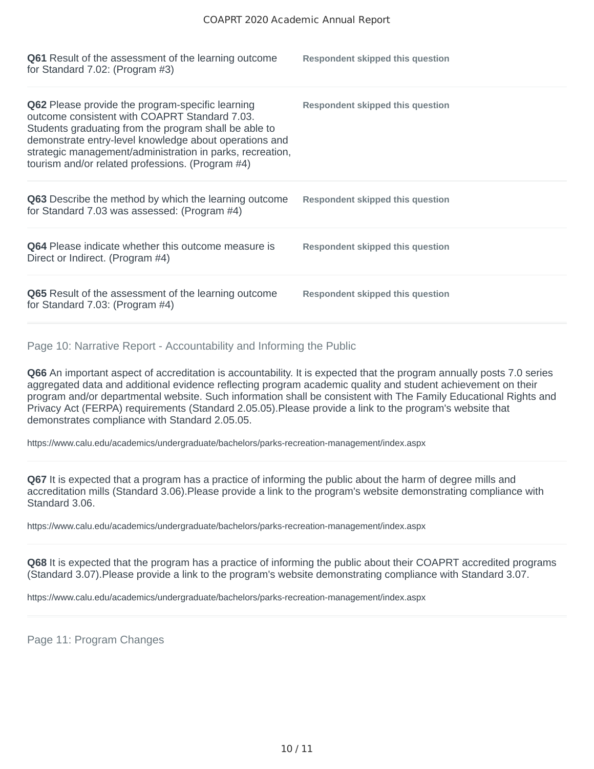**Q61** Result of the assessment of the learning outcome for Standard 7.02: (Program #3)

**Respondent skipped this question**

**Q62** Please provide the program-specific learning outcome consistent with COAPRT Standard 7.03. Students graduating from the program shall be able to demonstrate entry-level knowledge about operations and strategic management/administration in parks, recreation, tourism and/or related professions. (Program #4)

**Respondent skipped this question**

**Q63** Describe the method by which the learning outcome for Standard 7.03 was assessed: (Program #4)

**Respondent skipped this question**

**Q64** Please indicate whether this outcome measure is Direct or Indirect. (Program #4)

**Respondent skipped this question**

**Q65** Result of the assessment of the learning outcome for Standard 7.03: (Program #4)

**Respondent skipped this question**

## Page 10: Narrative Report - Accountability and Informing the Public

**Q66** An important aspect of accreditation is accountability. It is expected that the program annually posts 7.0 series aggregated data and additional evidence reflecting program academic quality and student achievement on their program and/or departmental website. Such information shall be consistent with The Family Educational Rights and Privacy Act (FERPA) requirements (Standard 2.05.05).Please provide a link to the program's website that demonstrates compliance with Standard 2.05.05.

https://www.calu.edu/academics/undergraduate/bachelors/parks-recreation-management/index.aspx

**Q67** It is expected that a program has a practice of informing the public about the harm of degree mills and accreditation mills (Standard 3.06).Please provide a link to the program's website demonstrating compliance with Standard 3.06.

https://www.calu.edu/academics/undergraduate/bachelors/parks-recreation-management/index.aspx

**Q68** It is expected that the program has a practice of informing the public about their COAPRT accredited programs (Standard 3.07).Please provide a link to the program's website demonstrating compliance with Standard 3.07.

https://www.calu.edu/academics/undergraduate/bachelors/parks-recreation-management/index.aspx

## Page 11: Program Changes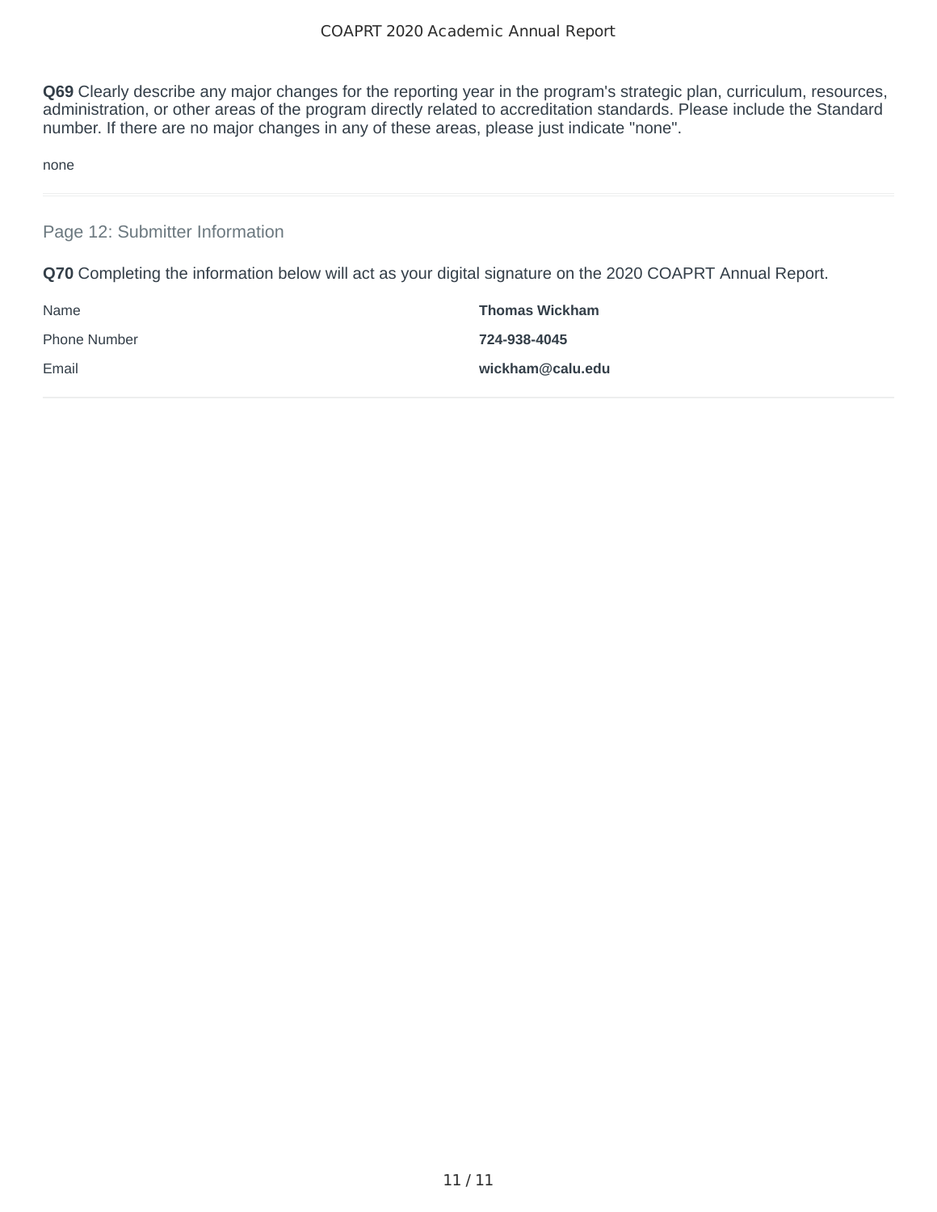**Q69** Clearly describe any major changes for the reporting year in the program's strategic plan, curriculum, resources, administration, or other areas of the program directly related to accreditation standards. Please include the Standard number. If there are no major changes in any of these areas, please just indicate "none".

none

## Page 12: Submitter Information

**Q70** Completing the information below will act as your digital signature on the 2020 COAPRT Annual Report.

| | |
|---|---|
| Name | **Thomas Wickham** |
| Phone Number | **724-938-4045** |
| Email | **wickham@calu.edu** |